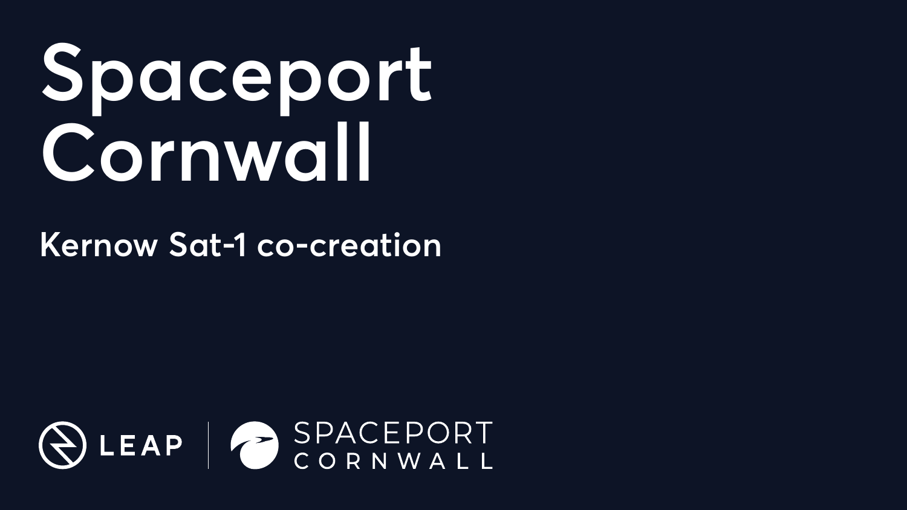# Spaceport Cornwall

## Kernow Sat-1 co-creation

LEAP | SPACEPORT CORNWALL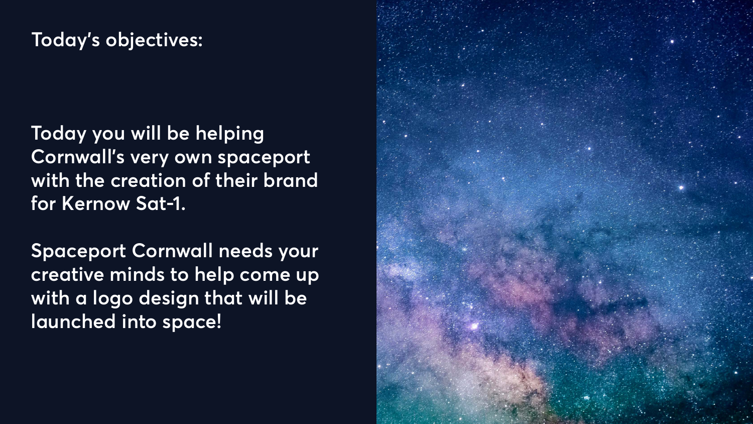## Today's objectives:

Today you will be helping Cornwall's very own spaceport with the creation of their brand for Kernow Sat-1.

Spaceport Cornwall needs your creative minds to help come up with a logo design that will be launched into space!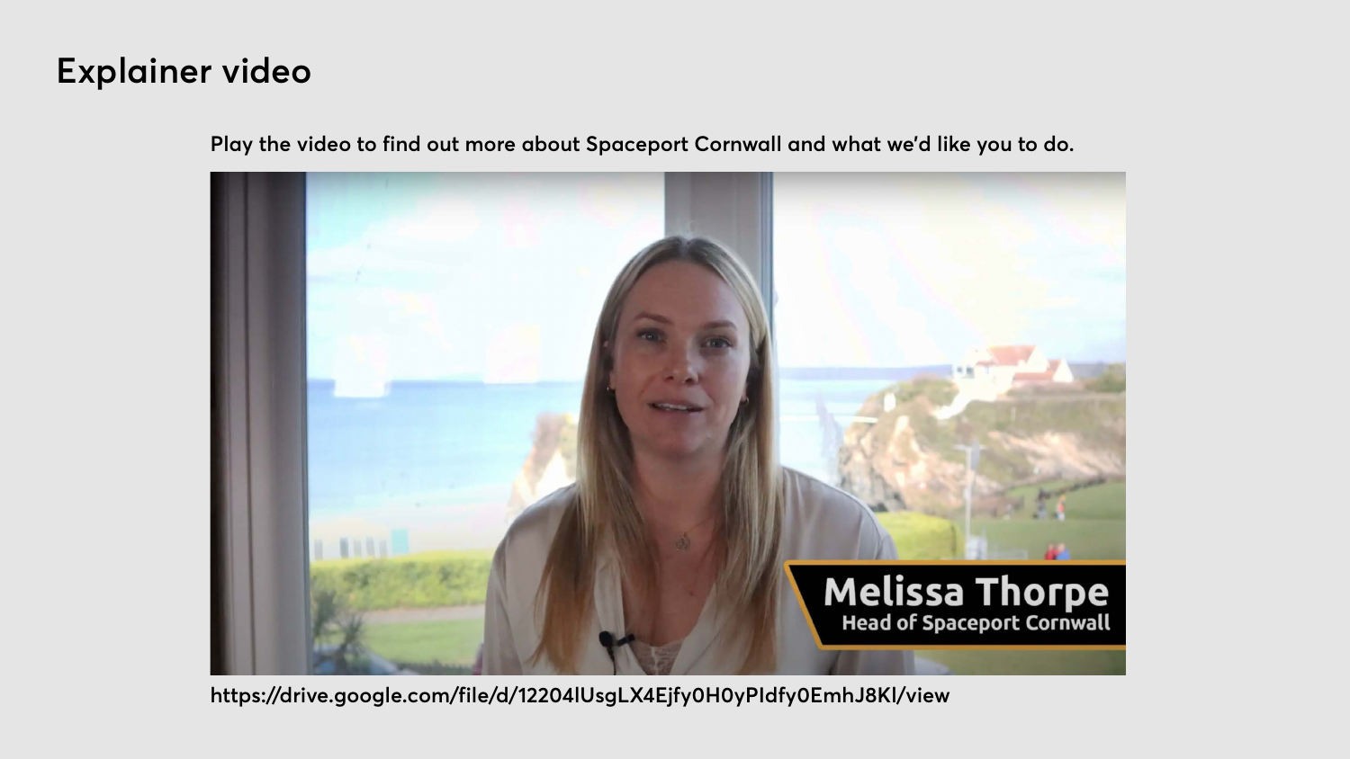# Explainer video

Play the video to find out more about Spaceport Cornwall and what we'd like you to do.

https://drive.google.com/file/d/12204lUsgLX4Ejfy0H0yPIdfy0EmhJ8KI/view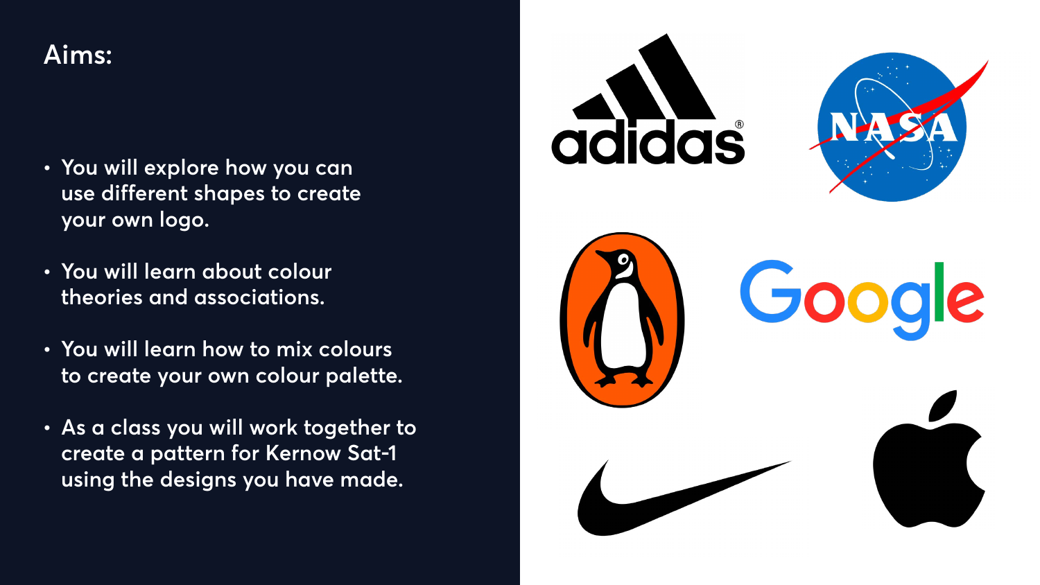# Aims:

- You will explore how you can use different shapes to create your own logo.
- You will learn about colour theories and associations.
- You will learn how to mix colours to create your own colour palette.
- As a class you will work together to create a pattern for Kernow Sat-1 using the designs you have made.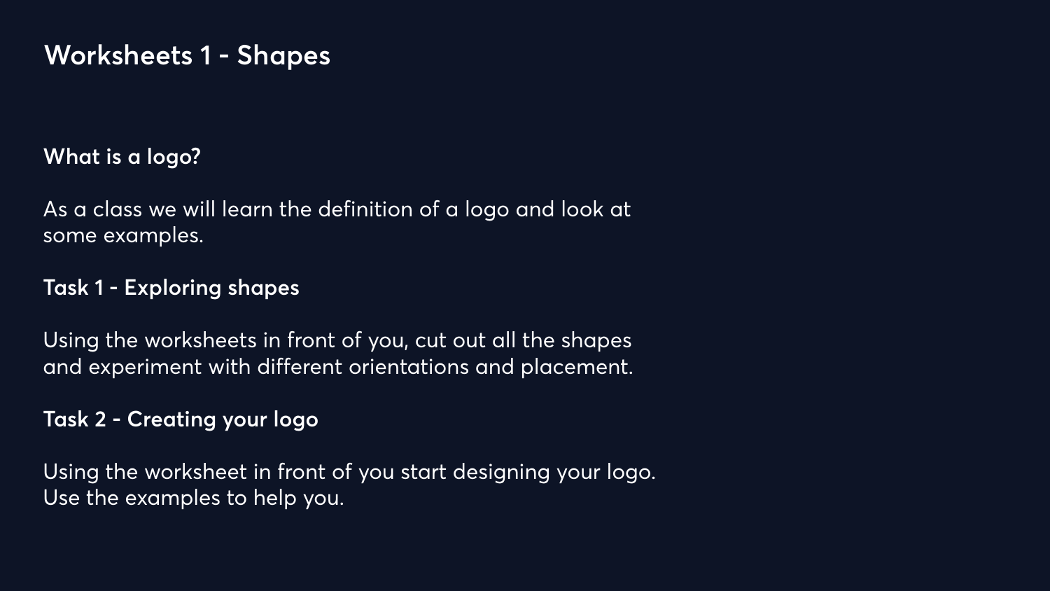# Worksheets 1 - Shapes

**What is a logo?**

As a class we will learn the definition of a logo and look at some examples.

**Task 1 - Exploring shapes**

Using the worksheets in front of you, cut out all the shapes and experiment with different orientations and placement.

**Task 2 - Creating your logo**

Using the worksheet in front of you start designing your logo. Use the examples to help you.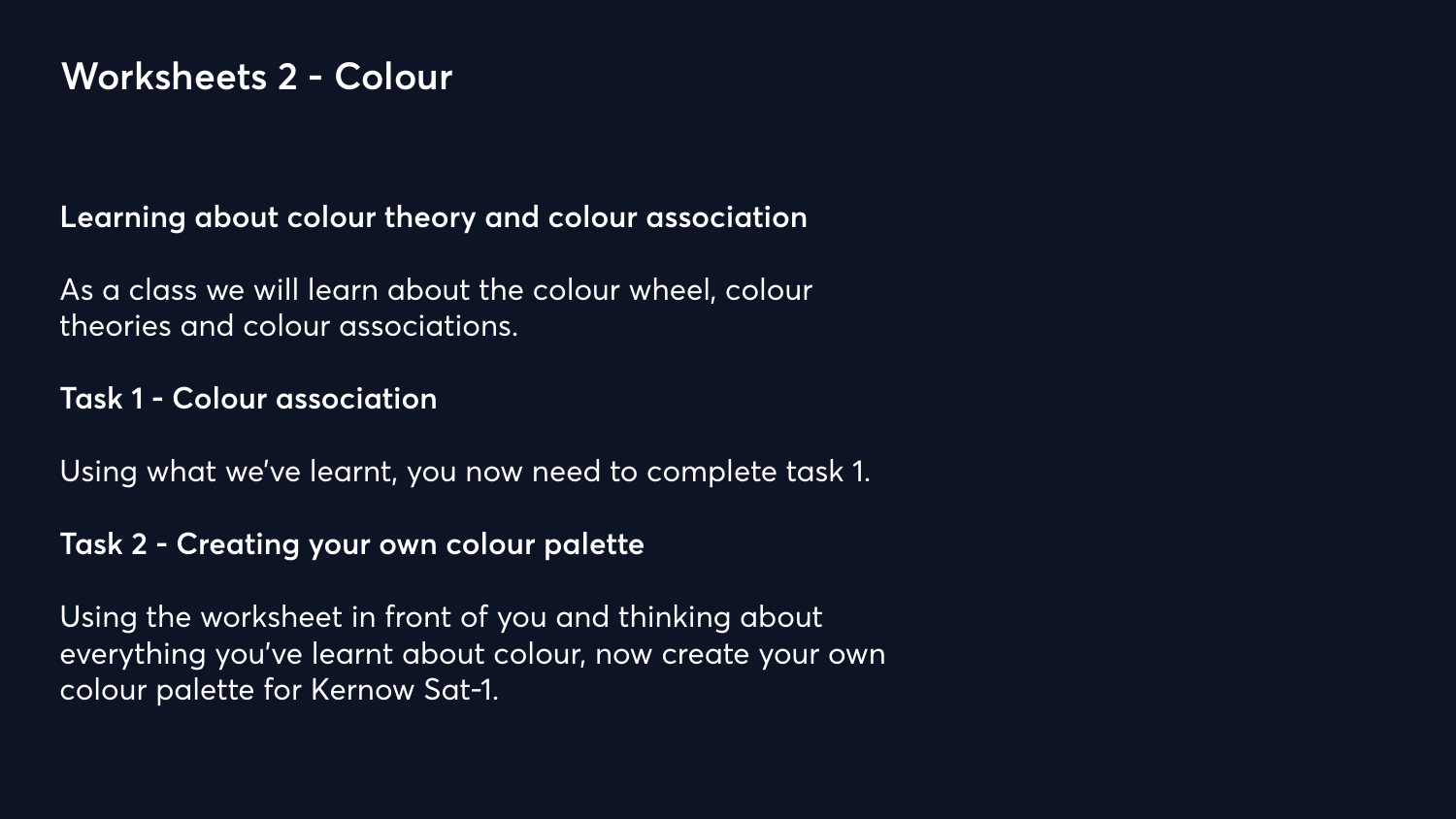# Worksheets 2 - Colour

**Learning about colour theory and colour association**

As a class we will learn about the colour wheel, colour theories and colour associations.

**Task 1 - Colour association**

Using what we've learnt, you now need to complete task 1.

**Task 2 - Creating your own colour palette**

Using the worksheet in front of you and thinking about everything you've learnt about colour, now create your own colour palette for Kernow Sat-1.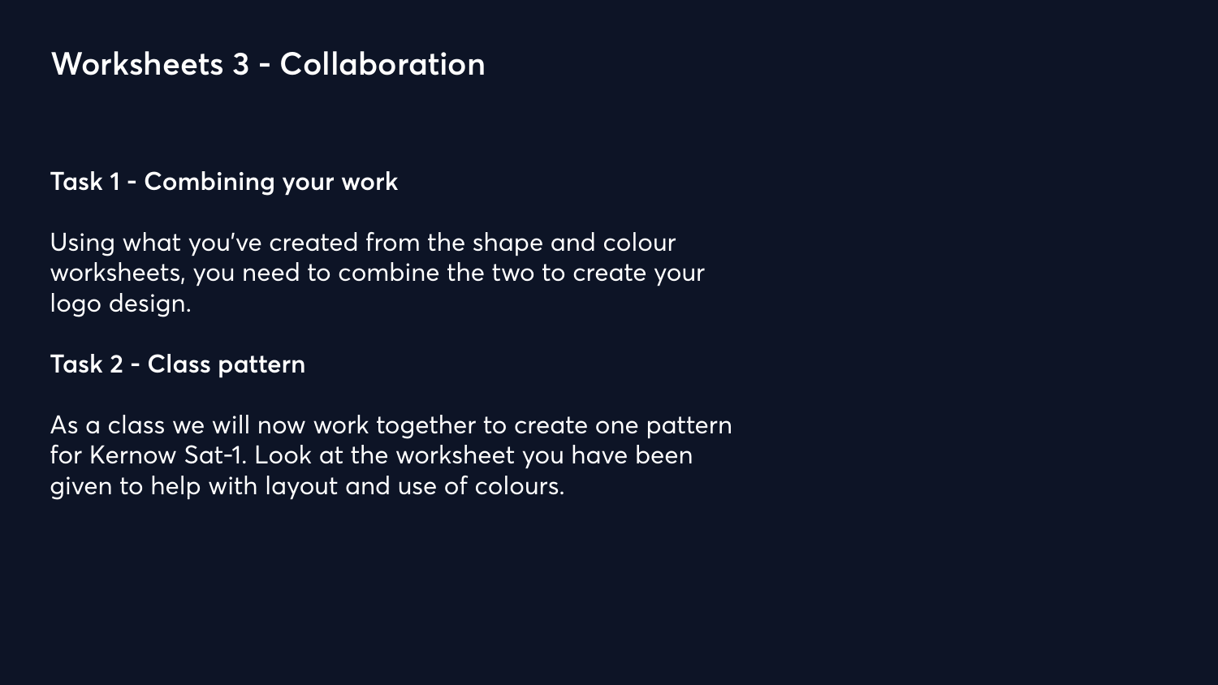# Worksheets 3 - Collaboration

**Task 1 - Combining your work**

Using what you've created from the shape and colour worksheets, you need to combine the two to create your logo design.

**Task 2 - Class pattern**

As a class we will now work together to create one pattern for Kernow Sat-1. Look at the worksheet you have been given to help with layout and use of colours.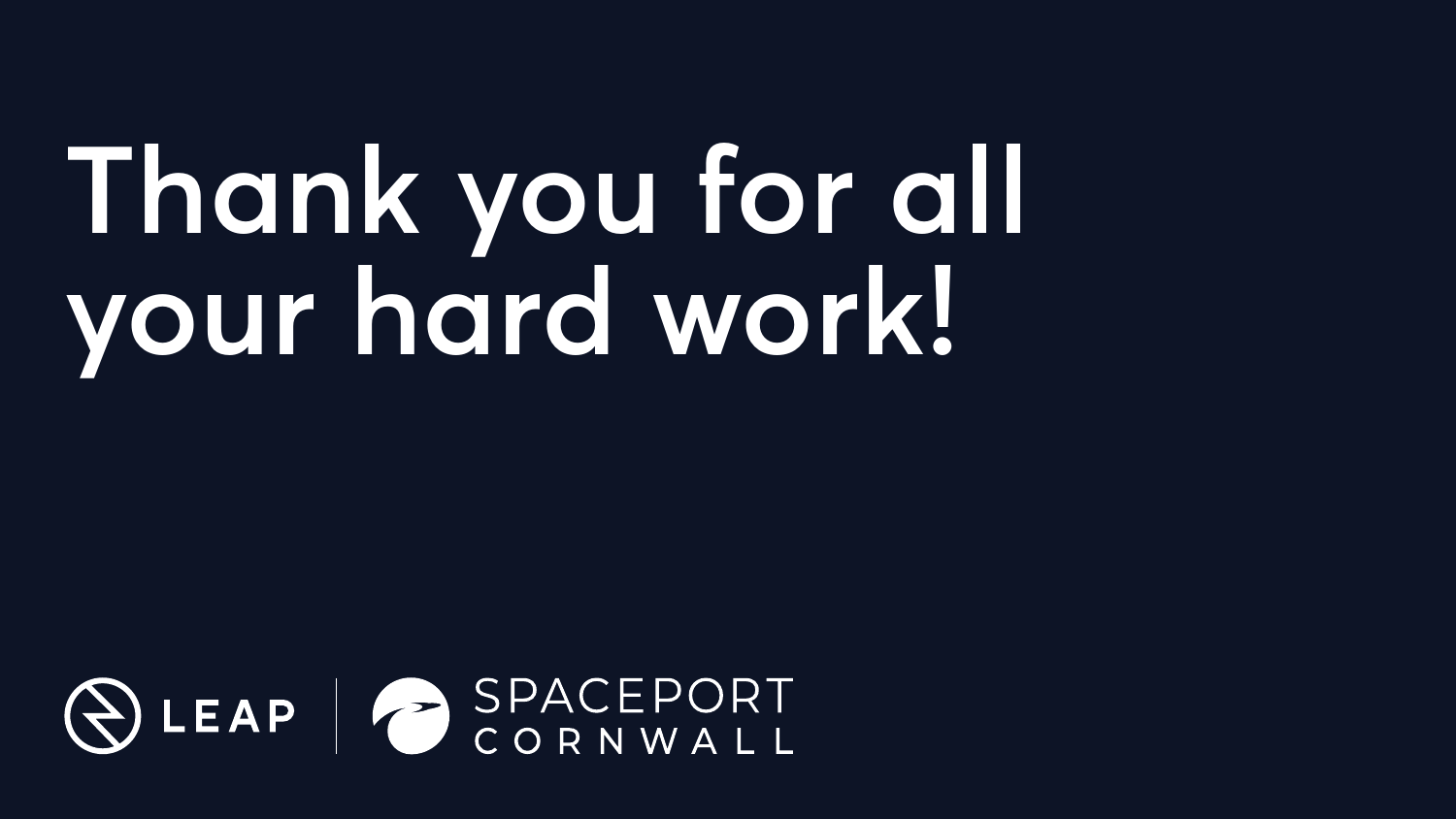# Thank you for all your hard work!

LEAP | SPACEPORT CORNWALL